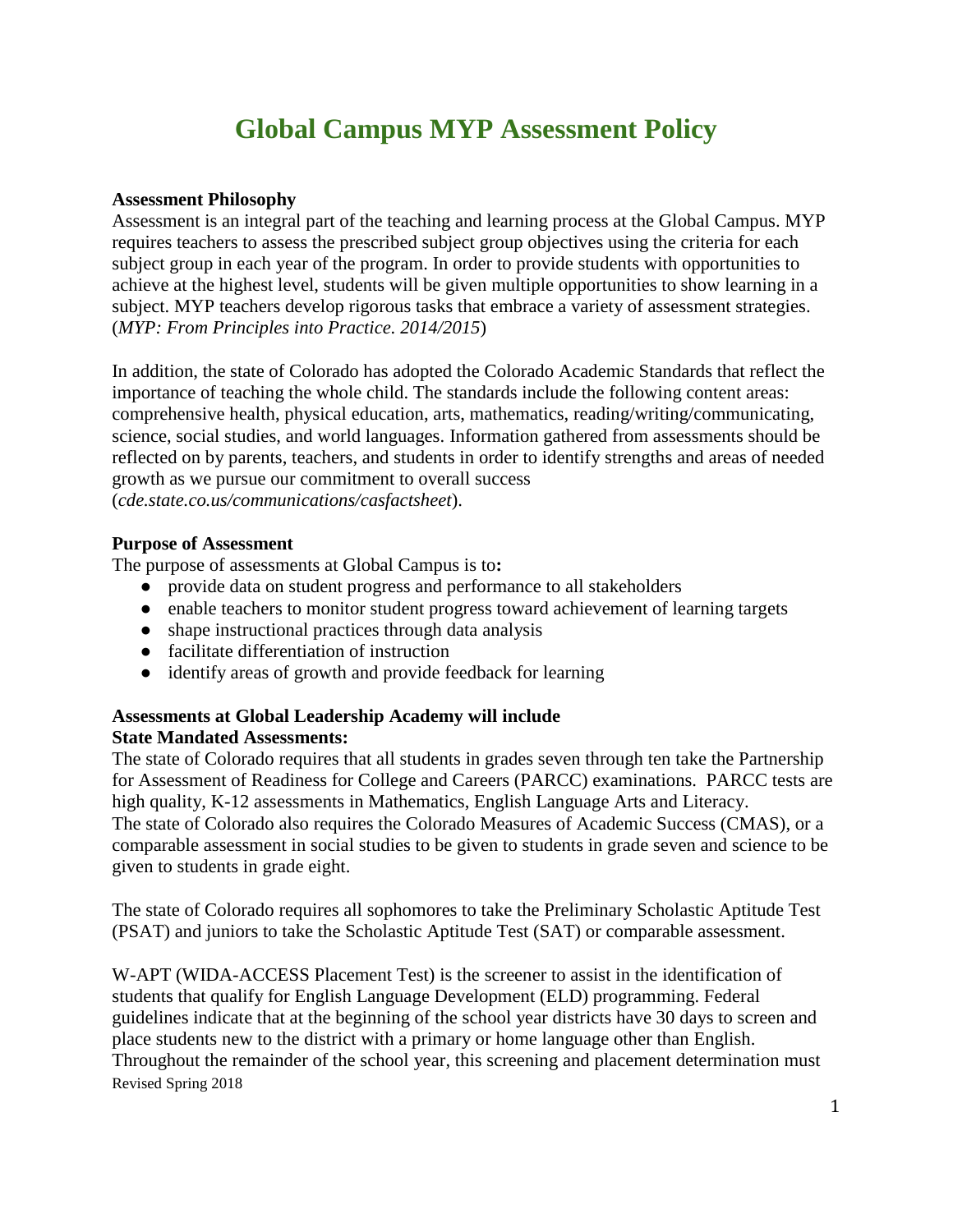# Global Campus MYP Assessment Policy

**Assessment Philosophy**

Assessment is an integral part of the teaching and learning process at the Global Campus. MYP requires teachers to assess the prescribed subject group objectives using the criteria for each subject group in each year of the program. In order to provide students with opportunities to achieve at the highest level, students will be given multiple opportunities to show learning in a subject. MYP teachers develop rigorous tasks that embrace a variety of assessment strategies. (*MYP: From Principles into Practice. 2014/2015*)

In addition, the state of Colorado has adopted the Colorado Academic Standards that reflect the importance of teaching the whole child. The standards include the following content areas: comprehensive health, physical education, arts, mathematics, reading/writing/communicating, science, social studies, and world languages. Information gathered from assessments should be reflected on by parents, teachers, and students in order to identify strengths and areas of needed growth as we pursue our commitment to overall success (*cde.state.co.us/communications/casfactsheet*).

**Purpose of Assessment**

The purpose of assessments at Global Campus is to**:**

- provide data on student progress and performance to all stakeholders
- enable teachers to monitor student progress toward achievement of learning targets
- shape instructional practices through data analysis
- facilitate differentiation of instruction
- identify areas of growth and provide feedback for learning

**Assessments at Global Leadership Academy will include**
**State Mandated Assessments:**

The state of Colorado requires that all students in grades seven through ten take the Partnership for Assessment of Readiness for College and Careers (PARCC) examinations. PARCC tests are high quality, K-12 assessments in Mathematics, English Language Arts and Literacy.
The state of Colorado also requires the Colorado Measures of Academic Success (CMAS), or a comparable assessment in social studies to be given to students in grade seven and science to be given to students in grade eight.

The state of Colorado requires all sophomores to take the Preliminary Scholastic Aptitude Test (PSAT) and juniors to take the Scholastic Aptitude Test (SAT) or comparable assessment.

W-APT (WIDA-ACCESS Placement Test) is the screener to assist in the identification of students that qualify for English Language Development (ELD) programming. Federal guidelines indicate that at the beginning of the school year districts have 30 days to screen and place students new to the district with a primary or home language other than English. Throughout the remainder of the school year, this screening and placement determination must

Revised Spring 2018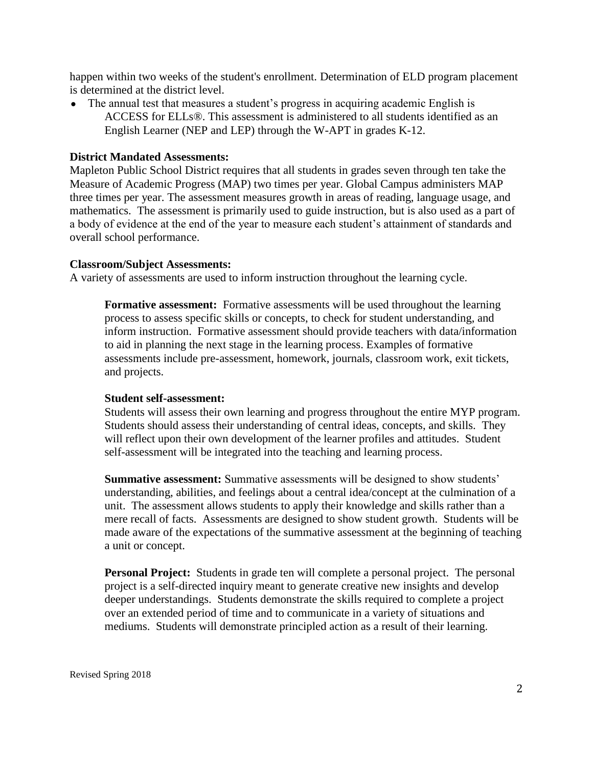happen within two weeks of the student's enrollment. Determination of ELD program placement is determined at the district level.

- The annual test that measures a student's progress in acquiring academic English is ACCESS for ELLs®. This assessment is administered to all students identified as an English Learner (NEP and LEP) through the W-APT in grades K-12.

**District Mandated Assessments:**
Mapleton Public School District requires that all students in grades seven through ten take the Measure of Academic Progress (MAP) two times per year. Global Campus administers MAP three times per year. The assessment measures growth in areas of reading, language usage, and mathematics. The assessment is primarily used to guide instruction, but is also used as a part of a body of evidence at the end of the year to measure each student's attainment of standards and overall school performance.

**Classroom/Subject Assessments:**
A variety of assessments are used to inform instruction throughout the learning cycle.

**Formative assessment:** Formative assessments will be used throughout the learning process to assess specific skills or concepts, to check for student understanding, and inform instruction. Formative assessment should provide teachers with data/information to aid in planning the next stage in the learning process. Examples of formative assessments include pre-assessment, homework, journals, classroom work, exit tickets, and projects.

**Student self-assessment:**
Students will assess their own learning and progress throughout the entire MYP program. Students should assess their understanding of central ideas, concepts, and skills. They will reflect upon their own development of the learner profiles and attitudes. Student self-assessment will be integrated into the teaching and learning process.

**Summative assessment:** Summative assessments will be designed to show students' understanding, abilities, and feelings about a central idea/concept at the culmination of a unit. The assessment allows students to apply their knowledge and skills rather than a mere recall of facts. Assessments are designed to show student growth. Students will be made aware of the expectations of the summative assessment at the beginning of teaching a unit or concept.

**Personal Project:** Students in grade ten will complete a personal project. The personal project is a self-directed inquiry meant to generate creative new insights and develop deeper understandings. Students demonstrate the skills required to complete a project over an extended period of time and to communicate in a variety of situations and mediums. Students will demonstrate principled action as a result of their learning.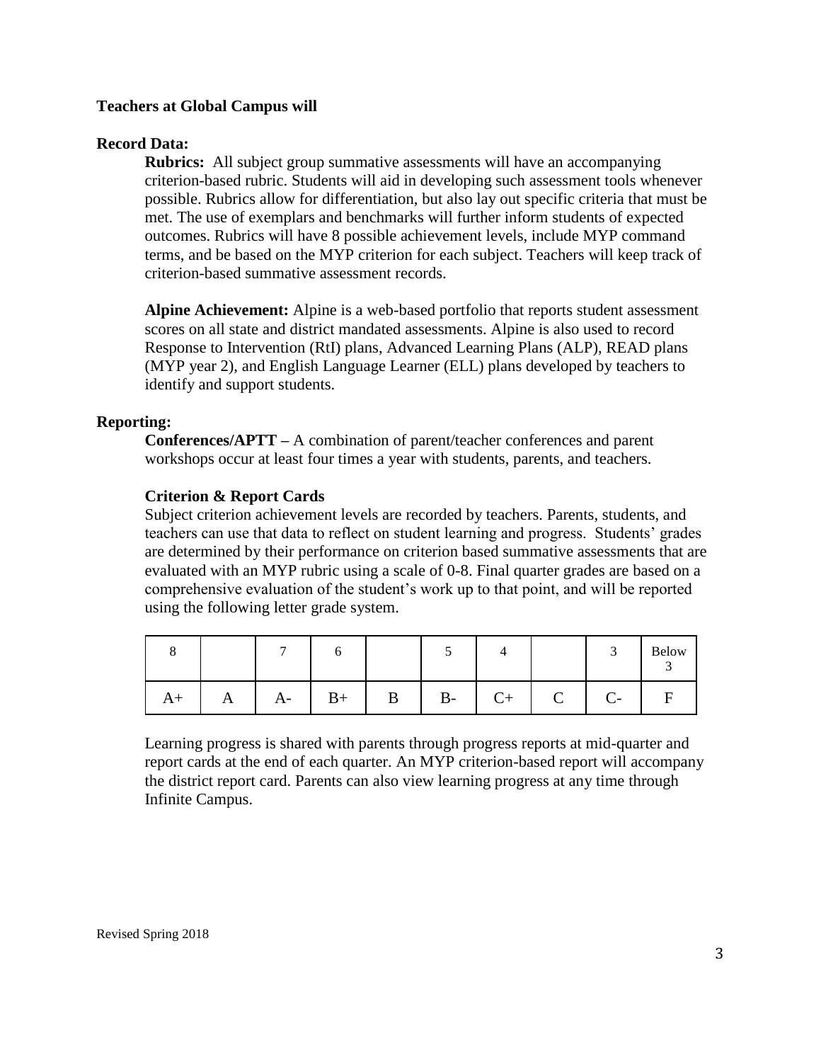**Teachers at Global Campus will**

**Record Data:**

**Rubrics:** All subject group summative assessments will have an accompanying criterion-based rubric. Students will aid in developing such assessment tools whenever possible. Rubrics allow for differentiation, but also lay out specific criteria that must be met. The use of exemplars and benchmarks will further inform students of expected outcomes. Rubrics will have 8 possible achievement levels, include MYP command terms, and be based on the MYP criterion for each subject. Teachers will keep track of criterion-based summative assessment records.

**Alpine Achievement:** Alpine is a web-based portfolio that reports student assessment scores on all state and district mandated assessments. Alpine is also used to record Response to Intervention (RtI) plans, Advanced Learning Plans (ALP), READ plans (MYP year 2), and English Language Learner (ELL) plans developed by teachers to identify and support students.

**Reporting:**

**Conferences/APTT –** A combination of parent/teacher conferences and parent workshops occur at least four times a year with students, parents, and teachers.

**Criterion & Report Cards**

Subject criterion achievement levels are recorded by teachers. Parents, students, and teachers can use that data to reflect on student learning and progress. Students' grades are determined by their performance on criterion based summative assessments that are evaluated with an MYP rubric using a scale of 0-8. Final quarter grades are based on a comprehensive evaluation of the student's work up to that point, and will be reported using the following letter grade system.

| 8 | | 7 | 6 | | 5 | 4 | | 3 | Below 3 |
|---|---|---|---|---|---|---|---|---|---|
| A+ | A | A- | B+ | B | B- | C+ | C | C- | F |

Learning progress is shared with parents through progress reports at mid-quarter and report cards at the end of each quarter. An MYP criterion-based report will accompany the district report card. Parents can also view learning progress at any time through Infinite Campus.

Revised Spring 2018